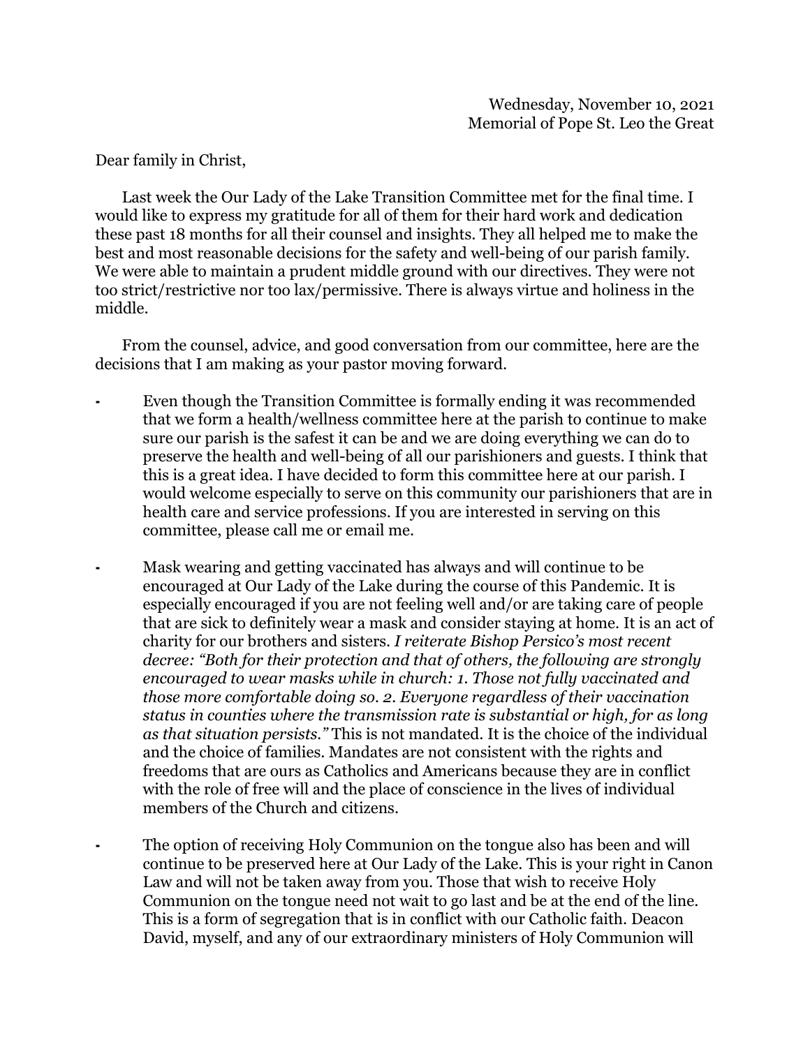Wednesday, November 10, 2021
Memorial of Pope St. Leo the Great

Dear family in Christ,

Last week the Our Lady of the Lake Transition Committee met for the final time. I would like to express my gratitude for all of them for their hard work and dedication these past 18 months for all their counsel and insights. They all helped me to make the best and most reasonable decisions for the safety and well-being of our parish family. We were able to maintain a prudent middle ground with our directives. They were not too strict/restrictive nor too lax/permissive. There is always virtue and holiness in the middle.

From the counsel, advice, and good conversation from our committee, here are the decisions that I am making as your pastor moving forward.

- Even though the Transition Committee is formally ending it was recommended that we form a health/wellness committee here at the parish to continue to make sure our parish is the safest it can be and we are doing everything we can do to preserve the health and well-being of all our parishioners and guests. I think that this is a great idea. I have decided to form this committee here at our parish. I would welcome especially to serve on this community our parishioners that are in health care and service professions. If you are interested in serving on this committee, please call me or email me.

- Mask wearing and getting vaccinated has always and will continue to be encouraged at Our Lady of the Lake during the course of this Pandemic. It is especially encouraged if you are not feeling well and/or are taking care of people that are sick to definitely wear a mask and consider staying at home. It is an act of charity for our brothers and sisters. *I reiterate Bishop Persico's most recent decree: "Both for their protection and that of others, the following are strongly encouraged to wear masks while in church: 1. Those not fully vaccinated and those more comfortable doing so. 2. Everyone regardless of their vaccination status in counties where the transmission rate is substantial or high, for as long as that situation persists."* This is not mandated. It is the choice of the individual and the choice of families. Mandates are not consistent with the rights and freedoms that are ours as Catholics and Americans because they are in conflict with the role of free will and the place of conscience in the lives of individual members of the Church and citizens.

- The option of receiving Holy Communion on the tongue also has been and will continue to be preserved here at Our Lady of the Lake. This is your right in Canon Law and will not be taken away from you. Those that wish to receive Holy Communion on the tongue need not wait to go last and be at the end of the line. This is a form of segregation that is in conflict with our Catholic faith. Deacon David, myself, and any of our extraordinary ministers of Holy Communion will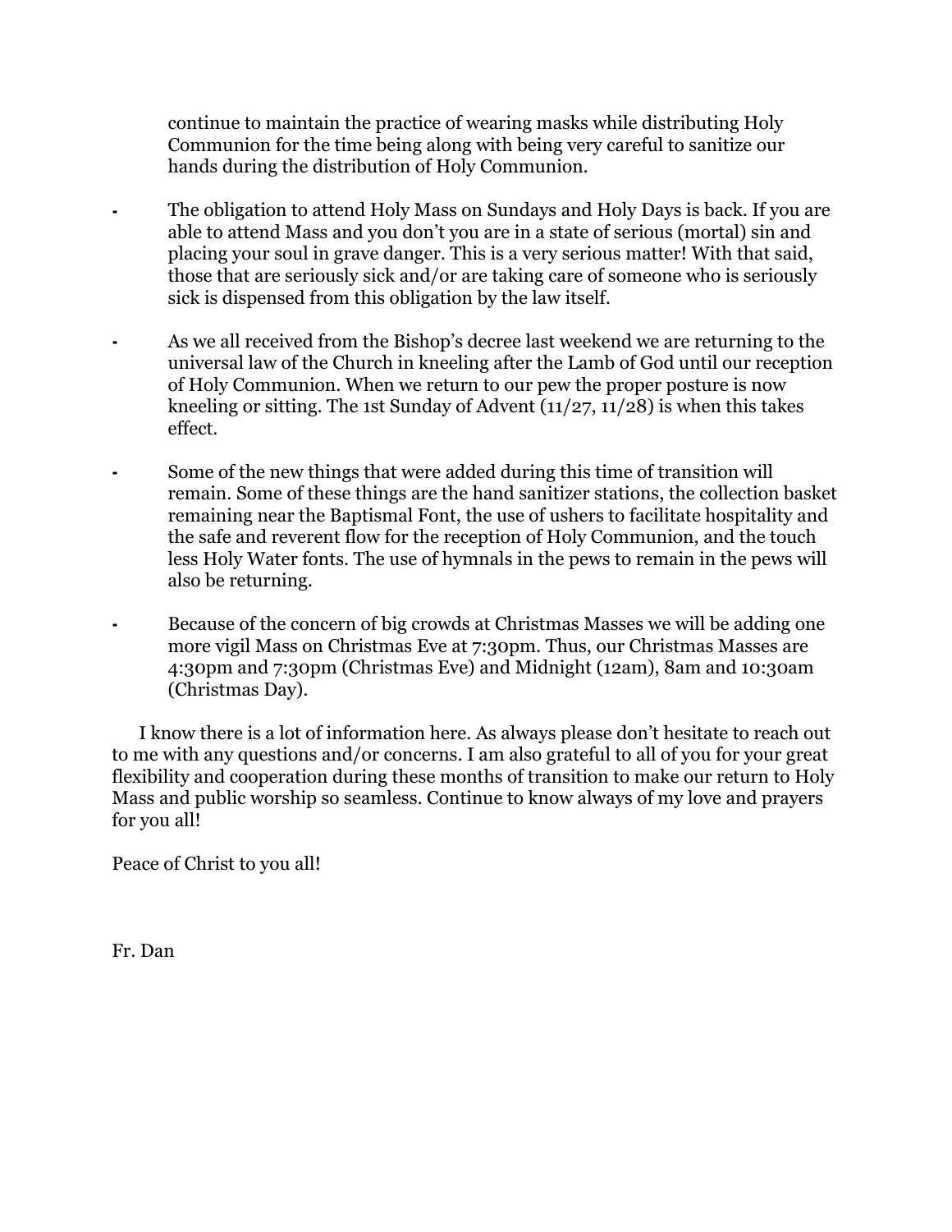continue to maintain the practice of wearing masks while distributing Holy Communion for the time being along with being very careful to sanitize our hands during the distribution of Holy Communion.

- The obligation to attend Holy Mass on Sundays and Holy Days is back. If you are able to attend Mass and you don't you are in a state of serious (mortal) sin and placing your soul in grave danger. This is a very serious matter! With that said, those that are seriously sick and/or are taking care of someone who is seriously sick is dispensed from this obligation by the law itself.

- As we all received from the Bishop's decree last weekend we are returning to the universal law of the Church in kneeling after the Lamb of God until our reception of Holy Communion. When we return to our pew the proper posture is now kneeling or sitting. The 1st Sunday of Advent (11/27, 11/28) is when this takes effect.

- Some of the new things that were added during this time of transition will remain. Some of these things are the hand sanitizer stations, the collection basket remaining near the Baptismal Font, the use of ushers to facilitate hospitality and the safe and reverent flow for the reception of Holy Communion, and the touch less Holy Water fonts. The use of hymnals in the pews to remain in the pews will also be returning.

- Because of the concern of big crowds at Christmas Masses we will be adding one more vigil Mass on Christmas Eve at 7:30pm. Thus, our Christmas Masses are 4:30pm and 7:30pm (Christmas Eve) and Midnight (12am), 8am and 10:30am (Christmas Day).

I know there is a lot of information here. As always please don't hesitate to reach out to me with any questions and/or concerns. I am also grateful to all of you for your great flexibility and cooperation during these months of transition to make our return to Holy Mass and public worship so seamless. Continue to know always of my love and prayers for you all!

Peace of Christ to you all!

Fr. Dan